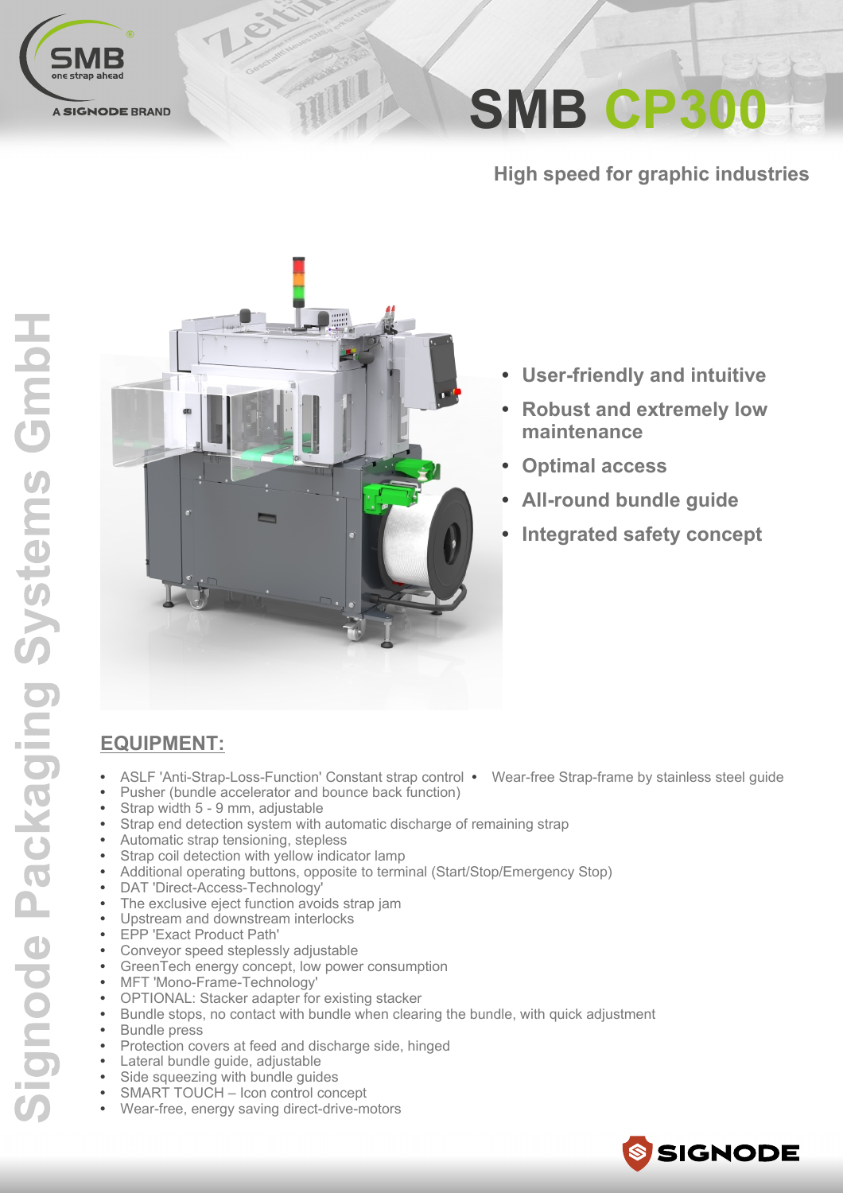SMB

one strap ahead

A SIGNODE BRAND

# SMB CP300

## High speed for graphic industries

- User-friendly and intuitive
- Robust and extremely low maintenance
- Optimal access
- All-round bundle guide
- Integrated safety concept

## EQUIPMENT:

- ASLF 'Anti-Strap-Loss-Function' Constant strap control
- Wear-free Strap-frame by stainless steel guide
- Pusher (bundle accelerator and bounce back function)
- Strap width 5 - 9 mm, adjustable
- Strap end detection system with automatic discharge of remaining strap
- Automatic strap tensioning, stepless
- Strap coil detection with yellow indicator lamp
- Additional operating buttons, opposite to terminal (Start/Stop/Emergency Stop)
- DAT 'Direct-Access-Technology'
- The exclusive eject function avoids strap jam
- Upstream and downstream interlocks
- EPP 'Exact Product Path'
- Conveyor speed steplessly adjustable
- GreenTech energy concept, low power consumption
- MFT 'Mono-Frame-Technology'
- OPTIONAL: Stacker adapter for existing stacker
- Bundle stops, no contact with bundle when clearing the bundle, with quick adjustment
- Bundle press
- Protection covers at feed and discharge side, hinged
- Lateral bundle guide, adjustable
- Side squeezing with bundle guides
- SMART TOUCH – Icon control concept
- Wear-free, energy saving direct-drive-motors

Signode Packaging Systems GmbH

SIGNODE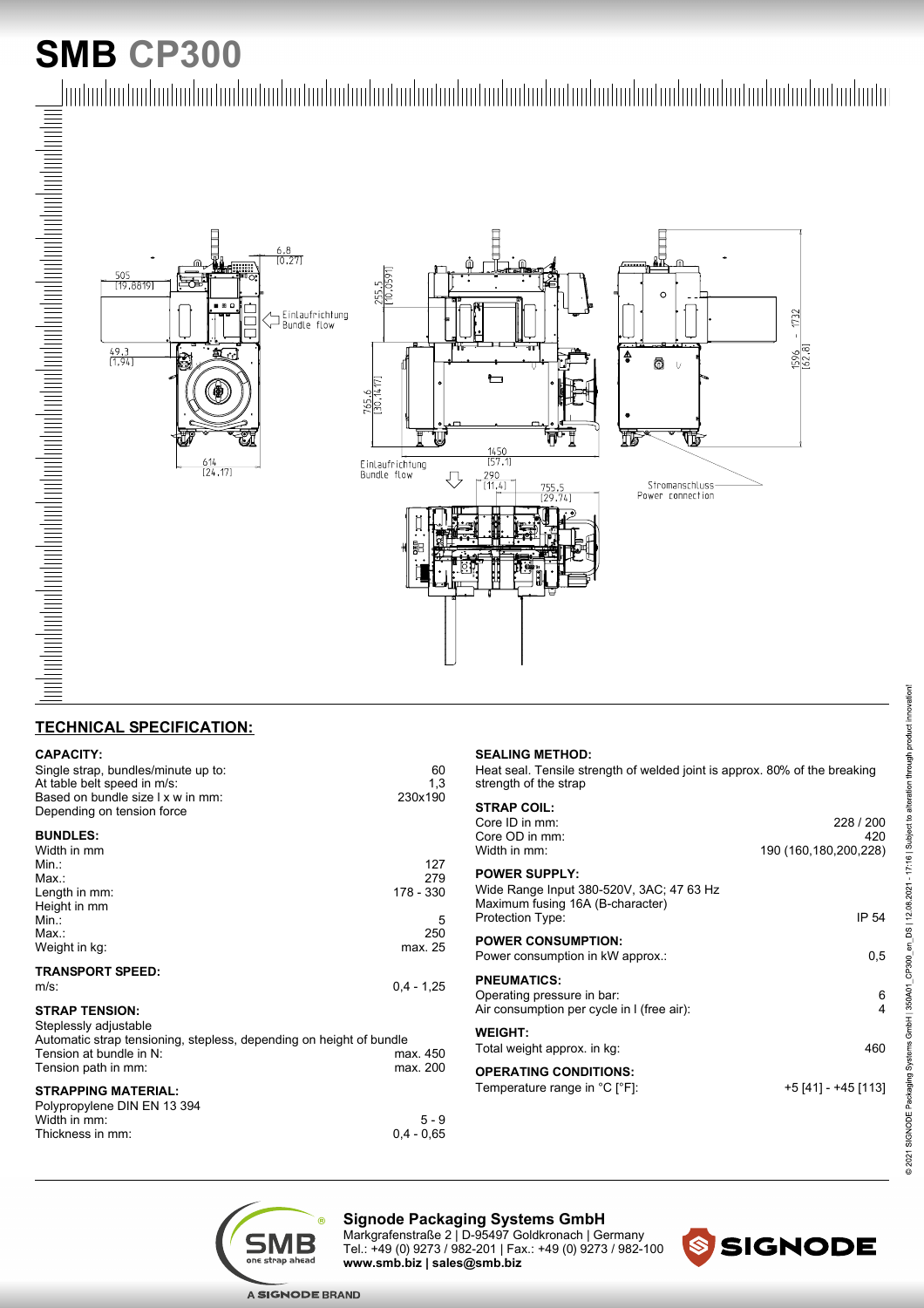# SMB CP300

505
[19.8819]

6,8
[0.27]

Einlaufrichtung
Bundle flow

49,3
[1.94]

614
[24.17]

255,5
[10.0591]

765,6
[30.1417]

Einlaufrichtung
Bundle flow

1450
[57.1]

290
[11.4]

755,5
[29.74]

Stromanschluss
Power connection

1596 - 1732
[62.8]

## TECHNICAL SPECIFICATION:

### CAPACITY:

| | |
|---|---|
| Single strap, bundles/minute up to: | 60 |
| At table belt speed in m/s: | 1,3 |
| Based on bundle size l x w in mm: | 230x190 |
| Depending on tension force | |

### BUNDLES:

| | |
|---|---|
| Width in mm | |
| Min.: | 127 |
| Max.: | 279 |
| Length in mm: | 178 - 330 |
| Height in mm | |
| Min.: | 5 |
| Max.: | 250 |
| Weight in kg: | max. 25 |

### TRANSPORT SPEED:

| | |
|---|---|
| m/s: | 0,4 - 1,25 |

### STRAP TENSION:

Steplessly adjustable
Automatic strap tensioning, stepless, depending on height of bundle

| | |
|---|---|
| Tension at bundle in N: | max. 450 |
| Tension path in mm: | max. 200 |

### STRAPPING MATERIAL:

Polypropylene DIN EN 13 394

| | |
|---|---|
| Width in mm: | 5 - 9 |
| Thickness in mm: | 0,4 - 0,65 |

### SEALING METHOD:

Heat seal. Tensile strength of welded joint is approx. 80% of the breaking strength of the strap

### STRAP COIL:

| | |
|---|---|
| Core ID in mm: | 228 / 200 |
| Core OD in mm: | 420 |
| Width in mm: | 190 (160,180,200,228) |

### POWER SUPPLY:

Wide Range Input 380-520V, 3AC; 47 63 Hz
Maximum fusing 16A (B-character)

| | |
|---|---|
| Protection Type: | IP 54 |

### POWER CONSUMPTION:

| | |
|---|---|
| Power consumption in kW approx.: | 0,5 |

### PNEUMATICS:

| | |
|---|---|
| Operating pressure in bar: | 6 |
| Air consumption per cycle in l (free air): | 4 |

### WEIGHT:

| | |
|---|---|
| Total weight approx. in kg: | 460 |

### OPERATING CONDITIONS:

| | |
|---|---|
| Temperature range in °C [°F]: | +5 [41] - +45 [113] |

© 2021 SIGNODE Packaging Systems GmbH | 350A01_CP300_en_DS | 12.08.2021 - 17:16 | Subject to alteration through product innovation!

SMB one strap ahead

A SIGNODE BRAND

**Signode Packaging Systems GmbH**
Markgrafenstraße 2 | D-95497 Goldkronach | Germany
Tel.: +49 (0) 9273 / 982-201 | Fax.: +49 (0) 9273 / 982-100
**www.smb.biz | sales@smb.biz**

SIGNODE